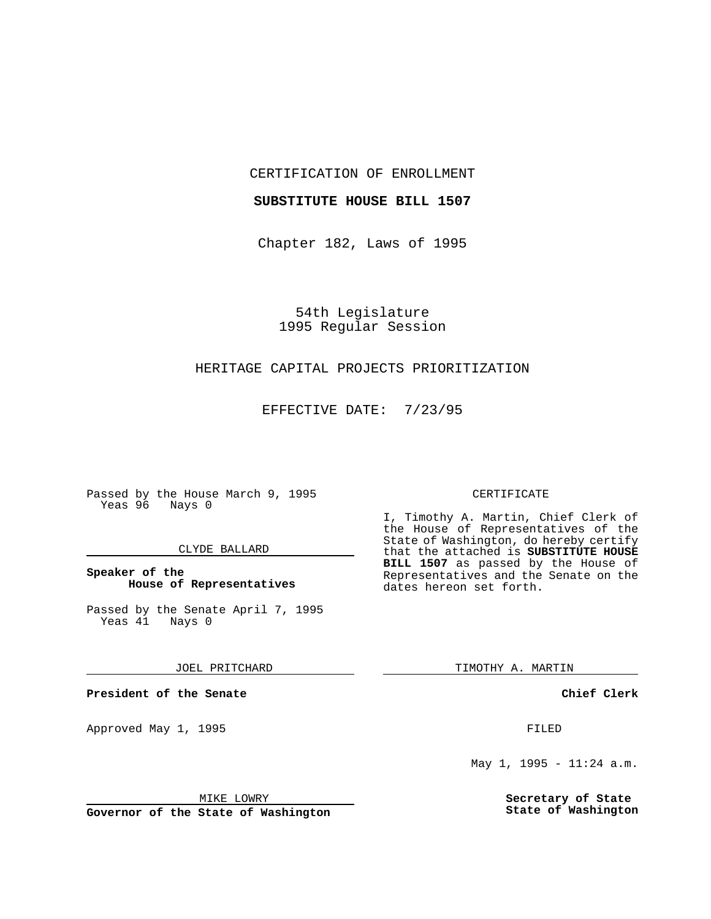CERTIFICATION OF ENROLLMENT

**SUBSTITUTE HOUSE BILL 1507**

Chapter 182, Laws of 1995

54th Legislature
1995 Regular Session

HERITAGE CAPITAL PROJECTS PRIORITIZATION

EFFECTIVE DATE: 7/23/95

Passed by the House March 9, 1995
Yeas 96 Nays 0

CLYDE BALLARD

**Speaker of the House of Representatives**

Passed by the Senate April 7, 1995
Yeas 41 Nays 0

JOEL PRITCHARD

**President of the Senate**

Approved May 1, 1995

MIKE LOWRY

**Governor of the State of Washington**

CERTIFICATE

I, Timothy A. Martin, Chief Clerk of the House of Representatives of the State of Washington, do hereby certify that the attached is **SUBSTITUTE HOUSE BILL 1507** as passed by the House of Representatives and the Senate on the dates hereon set forth.

TIMOTHY A. MARTIN

**Chief Clerk**

FILED

May 1, 1995 - 11:24 a.m.

**Secretary of State**
**State of Washington**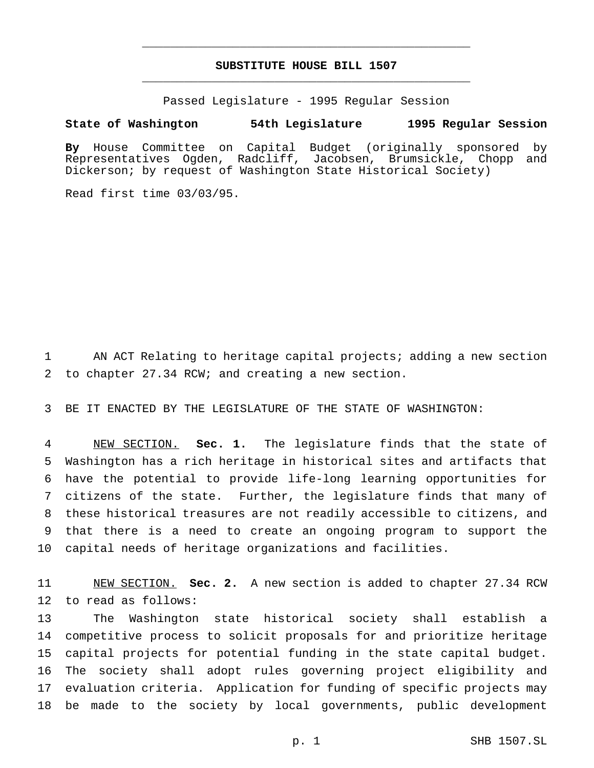# SUBSTITUTE HOUSE BILL 1507

Passed Legislature - 1995 Regular Session

**State of Washington 54th Legislature 1995 Regular Session**

**By** House Committee on Capital Budget (originally sponsored by Representatives Ogden, Radcliff, Jacobsen, Brumsickle, Chopp and Dickerson; by request of Washington State Historical Society)

Read first time 03/03/95.

AN ACT Relating to heritage capital projects; adding a new section to chapter 27.34 RCW; and creating a new section.

BE IT ENACTED BY THE LEGISLATURE OF THE STATE OF WASHINGTON:

NEW SECTION. **Sec. 1.** The legislature finds that the state of Washington has a rich heritage in historical sites and artifacts that have the potential to provide life-long learning opportunities for citizens of the state. Further, the legislature finds that many of these historical treasures are not readily accessible to citizens, and that there is a need to create an ongoing program to support the capital needs of heritage organizations and facilities.

NEW SECTION. **Sec. 2.** A new section is added to chapter 27.34 RCW to read as follows:

The Washington state historical society shall establish a competitive process to solicit proposals for and prioritize heritage capital projects for potential funding in the state capital budget. The society shall adopt rules governing project eligibility and evaluation criteria. Application for funding of specific projects may be made to the society by local governments, public development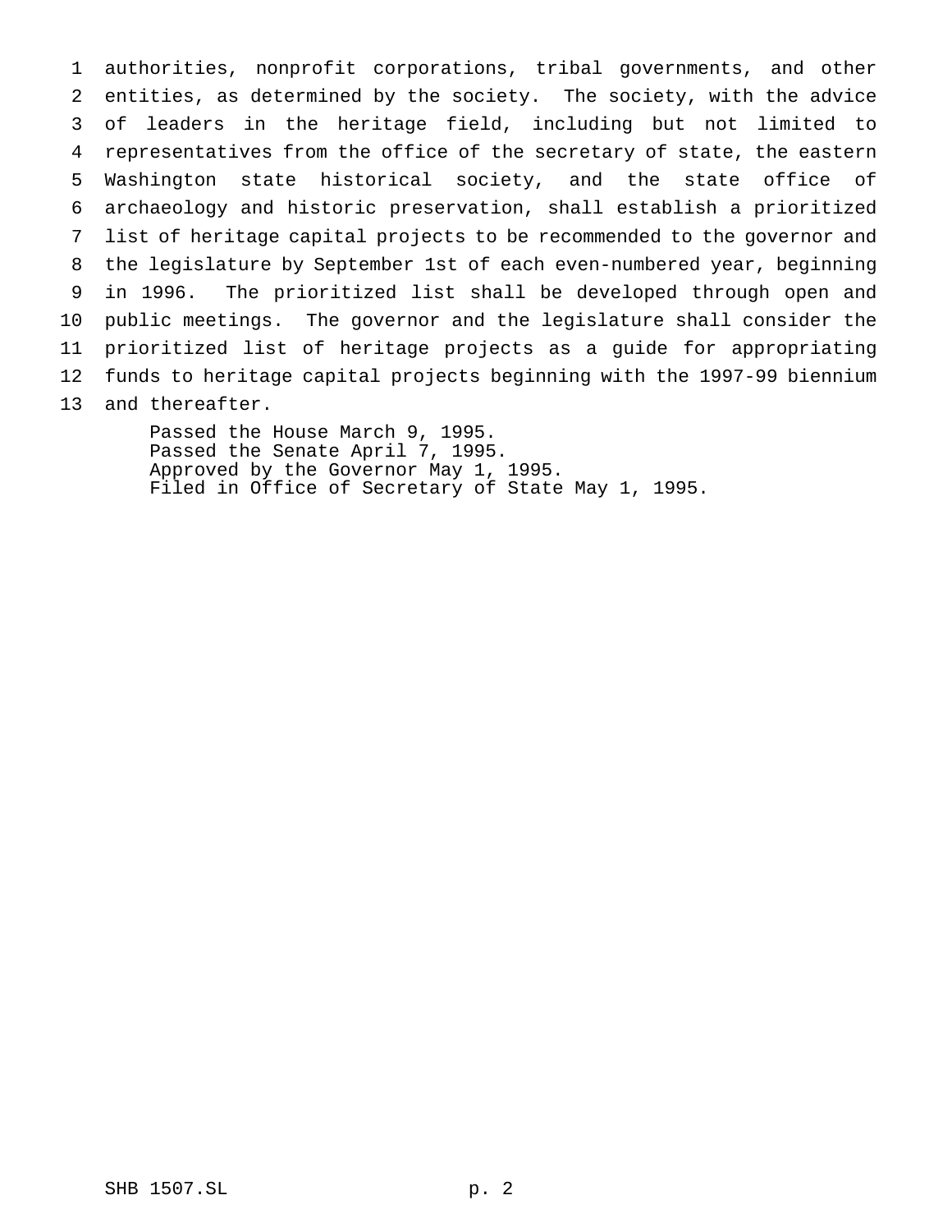authorities, nonprofit corporations, tribal governments, and other entities, as determined by the society. The society, with the advice of leaders in the heritage field, including but not limited to representatives from the office of the secretary of state, the eastern Washington state historical society, and the state office of archaeology and historic preservation, shall establish a prioritized list of heritage capital projects to be recommended to the governor and the legislature by September 1st of each even-numbered year, beginning in 1996. The prioritized list shall be developed through open and public meetings. The governor and the legislature shall consider the prioritized list of heritage projects as a guide for appropriating funds to heritage capital projects beginning with the 1997-99 biennium and thereafter.

Passed the House March 9, 1995.
Passed the Senate April 7, 1995.
Approved by the Governor May 1, 1995.
Filed in Office of Secretary of State May 1, 1995.